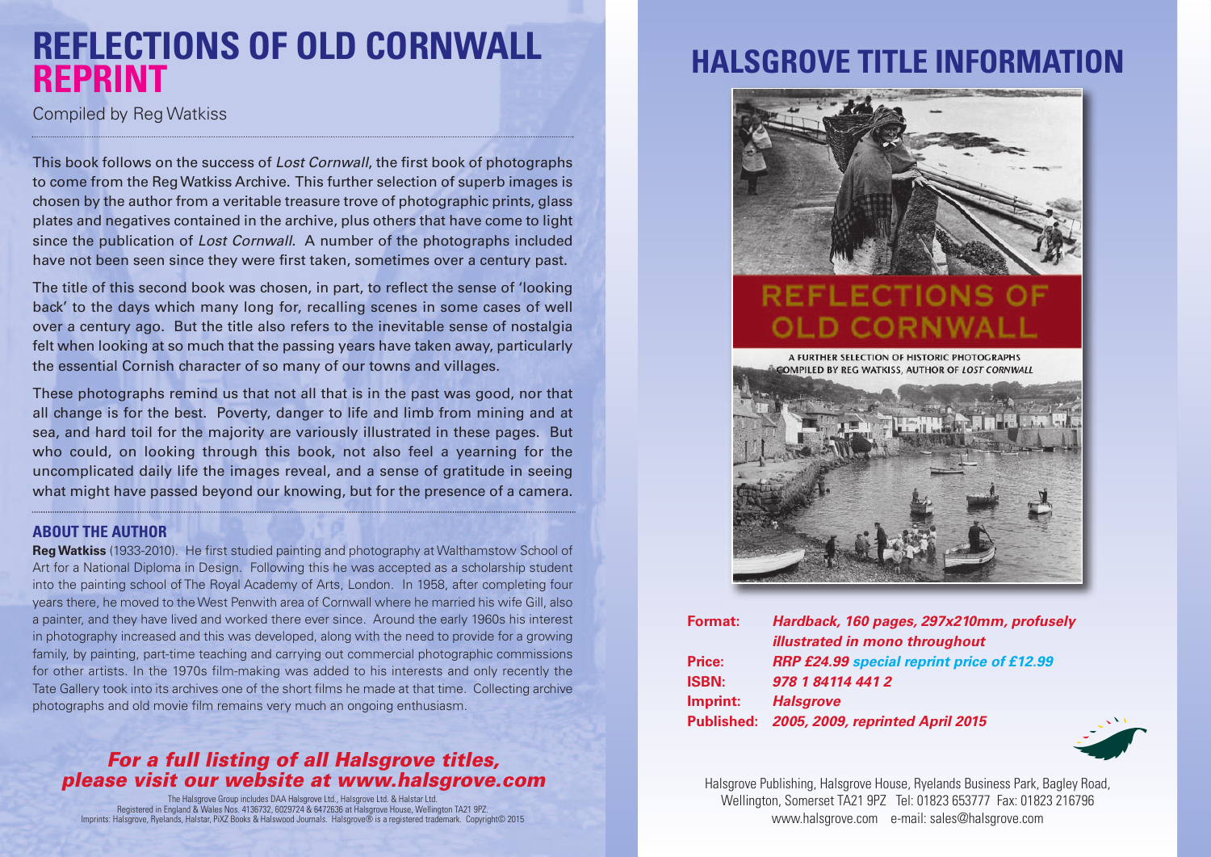# REFLECTIONS OF OLD CORNWALL REPRINT

Compiled by Reg Watkiss

This book follows on the success of *Lost Cornwall*, the first book of photographs to come from the Reg Watkiss Archive. This further selection of superb images is chosen by the author from a veritable treasure trove of photographic prints, glass plates and negatives contained in the archive, plus others that have come to light since the publication of *Lost Cornwall*. A number of the photographs included have not been seen since they were first taken, sometimes over a century past.

The title of this second book was chosen, in part, to reflect the sense of 'looking back' to the days which many long for, recalling scenes in some cases of well over a century ago. But the title also refers to the inevitable sense of nostalgia felt when looking at so much that the passing years have taken away, particularly the essential Cornish character of so many of our towns and villages.

These photographs remind us that not all that is in the past was good, nor that all change is for the best. Poverty, danger to life and limb from mining and at sea, and hard toil for the majority are variously illustrated in these pages. But who could, on looking through this book, not also feel a yearning for the uncomplicated daily life the images reveal, and a sense of gratitude in seeing what might have passed beyond our knowing, but for the presence of a camera.

### ABOUT THE AUTHOR

**Reg Watkiss** (1933-2010). He first studied painting and photography at Walthamstow School of Art for a National Diploma in Design. Following this he was accepted as a scholarship student into the painting school of The Royal Academy of Arts, London. In 1958, after completing four years there, he moved to the West Penwith area of Cornwall where he married his wife Gill, also a painter, and they have lived and worked there ever since. Around the early 1960s his interest in photography increased and this was developed, along with the need to provide for a growing family, by painting, part-time teaching and carrying out commercial photographic commissions for other artists. In the 1970s film-making was added to his interests and only recently the Tate Gallery took into its archives one of the short films he made at that time. Collecting archive photographs and old movie film remains very much an ongoing enthusiasm.

***For a full listing of all Halsgrove titles, please visit our website at www.halsgrove.com***

The Halsgrove Group includes DAA Halsgrove Ltd., Halsgrove Ltd. & Halstar Ltd.
Registered in England & Wales Nos. 4136732, 6029724 & 6472636 at Halsgrove House, Wellington TA21 9PZ.
Imprints: Halsgrove, Ryelands, Halstar, PiXZ Books & Halswood Journals. Halsgrove® is a registered trademark. Copyright© 2015

# HALSGROVE TITLE INFORMATION

REFLECTIONS OF OLD CORNWALL

A FURTHER SELECTION OF HISTORIC PHOTOGRAPHS COMPILED BY REG WATKISS, AUTHOR OF *LOST CORNWALL*

**Format:** ***Hardback, 160 pages, 297x210mm, profusely illustrated in mono throughout***
**Price:** ***RRP £24.99 special reprint price of £12.99***
**ISBN:** ***978 1 84114 441 2***
**Imprint:** ***Halsgrove***
**Published:** ***2005, 2009, reprinted April 2015***

Halsgrove Publishing, Halsgrove House, Ryelands Business Park, Bagley Road, Wellington, Somerset TA21 9PZ Tel: 01823 653777 Fax: 01823 216796
www.halsgrove.com e-mail: sales@halsgrove.com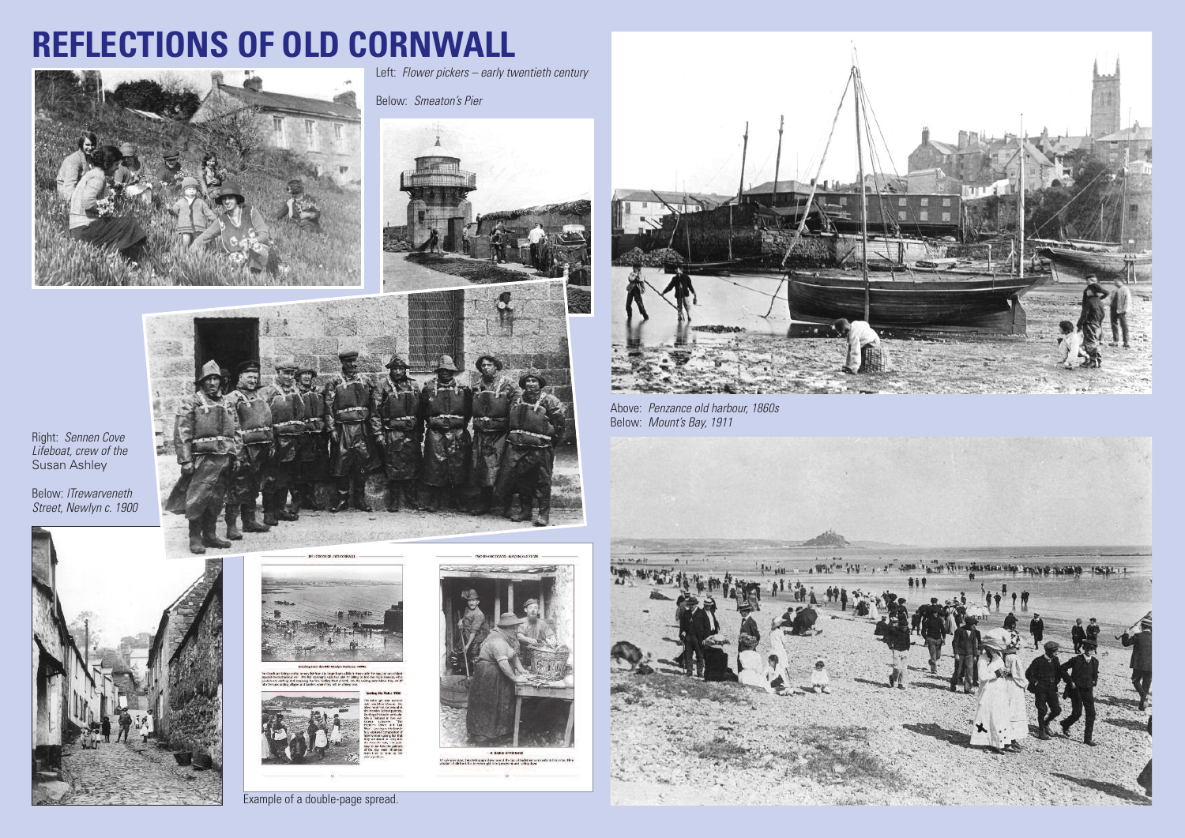# REFLECTIONS OF OLD CORNWALL

Left: *Flower pickers – early twentieth century*

Below: *Smeaton's Pier*

Right: *Sennen Cove Lifeboat, crew of the* Susan Ashley

Below: *ITrewarveneth Street, Newlyn c. 1900*

Example of a double-page spread.

Above: *Penzance old harbour, 1860s*

Below: *Mount's Bay, 1911*